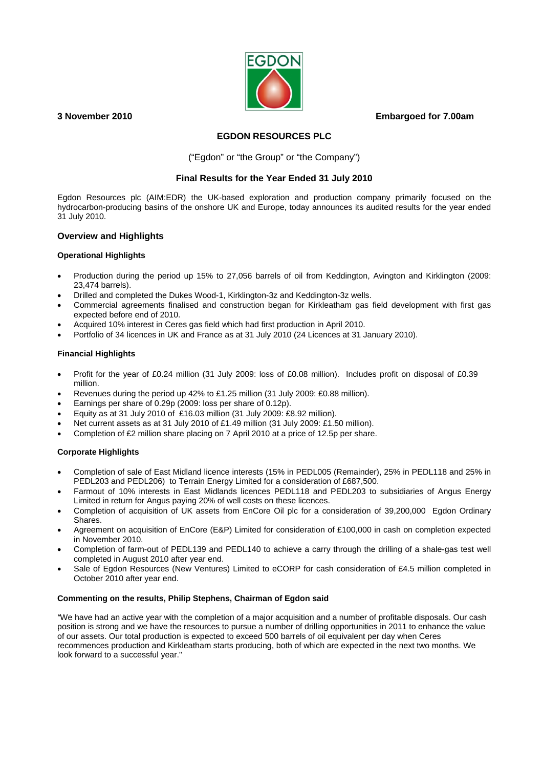**3 November 2010** **Embargoed for 7.00am**

# EGDON RESOURCES PLC

("Egdon" or "the Group" or "the Company")

## Final Results for the Year Ended 31 July 2010

Egdon Resources plc (AIM:EDR) the UK-based exploration and production company primarily focused on the hydrocarbon-producing basins of the onshore UK and Europe, today announces its audited results for the year ended 31 July 2010.

## Overview and Highlights

### Operational Highlights

- Production during the period up 15% to 27,056 barrels of oil from Keddington, Avington and Kirklington (2009: 23,474 barrels).
- Drilled and completed the Dukes Wood-1, Kirklington-3z and Keddington-3z wells.
- Commercial agreements finalised and construction began for Kirkleatham gas field development with first gas expected before end of 2010.
- Acquired 10% interest in Ceres gas field which had first production in April 2010.
- Portfolio of 34 licences in UK and France as at 31 July 2010 (24 Licences at 31 January 2010).

### Financial Highlights

- Profit for the year of £0.24 million (31 July 2009: loss of £0.08 million). Includes profit on disposal of £0.39 million.
- Revenues during the period up 42% to £1.25 million (31 July 2009: £0.88 million).
- Earnings per share of 0.29p (2009: loss per share of 0.12p).
- Equity as at 31 July 2010 of £16.03 million (31 July 2009: £8.92 million).
- Net current assets as at 31 July 2010 of £1.49 million (31 July 2009: £1.50 million).
- Completion of £2 million share placing on 7 April 2010 at a price of 12.5p per share.

### Corporate Highlights

- Completion of sale of East Midland licence interests (15% in PEDL005 (Remainder), 25% in PEDL118 and 25% in PEDL203 and PEDL206) to Terrain Energy Limited for a consideration of £687,500.
- Farmout of 10% interests in East Midlands licences PEDL118 and PEDL203 to subsidiaries of Angus Energy Limited in return for Angus paying 20% of well costs on these licences.
- Completion of acquisition of UK assets from EnCore Oil plc for a consideration of 39,200,000 Egdon Ordinary Shares.
- Agreement on acquisition of EnCore (E&P) Limited for consideration of £100,000 in cash on completion expected in November 2010.
- Completion of farm-out of PEDL139 and PEDL140 to achieve a carry through the drilling of a shale-gas test well completed in August 2010 after year end.
- Sale of Egdon Resources (New Ventures) Limited to eCORP for cash consideration of £4.5 million completed in October 2010 after year end.

**Commenting on the results, Philip Stephens, Chairman of Egdon said**

*"We have had an active year with the completion of a major acquisition and a number of profitable disposals. Our cash position is strong and we have the resources to pursue a number of drilling opportunities in 2011 to enhance the value of our assets. Our total production is expected to exceed 500 barrels of oil equivalent per day when Ceres recommences production and Kirkleatham starts producing, both of which are expected in the next two months. We look forward to a successful year."*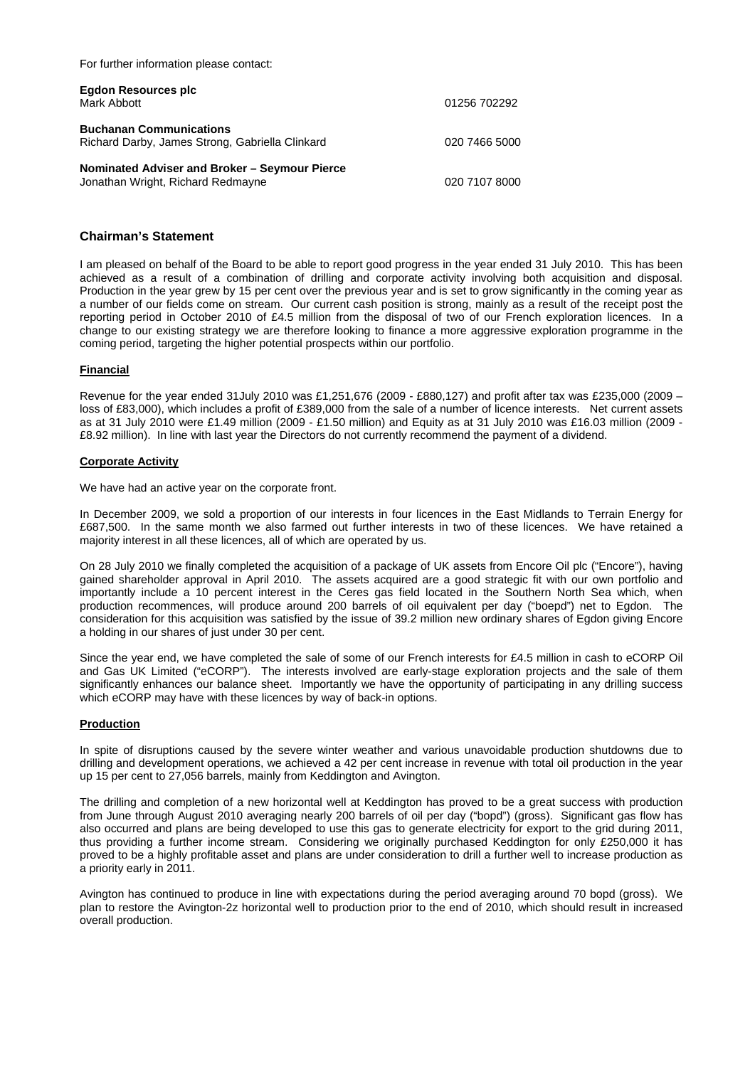For further information please contact:

| | |
|---|---|
| **Egdon Resources plc**<br>Mark Abbott | 01256 702292 |
| **Buchanan Communications**<br>Richard Darby, James Strong, Gabriella Clinkard | 020 7466 5000 |
| **Nominated Adviser and Broker – Seymour Pierce**<br>Jonathan Wright, Richard Redmayne | 020 7107 8000 |

## Chairman's Statement

I am pleased on behalf of the Board to be able to report good progress in the year ended 31 July 2010. This has been achieved as a result of a combination of drilling and corporate activity involving both acquisition and disposal. Production in the year grew by 15 per cent over the previous year and is set to grow significantly in the coming year as a number of our fields come on stream. Our current cash position is strong, mainly as a result of the receipt post the reporting period in October 2010 of £4.5 million from the disposal of two of our French exploration licences. In a change to our existing strategy we are therefore looking to finance a more aggressive exploration programme in the coming period, targeting the higher potential prospects within our portfolio.

### Financial

Revenue for the year ended 31July 2010 was £1,251,676 (2009 - £880,127) and profit after tax was £235,000 (2009 – loss of £83,000), which includes a profit of £389,000 from the sale of a number of licence interests. Net current assets as at 31 July 2010 were £1.49 million (2009 - £1.50 million) and Equity as at 31 July 2010 was £16.03 million (2009 - £8.92 million). In line with last year the Directors do not currently recommend the payment of a dividend.

### Corporate Activity

We have had an active year on the corporate front.

In December 2009, we sold a proportion of our interests in four licences in the East Midlands to Terrain Energy for £687,500. In the same month we also farmed out further interests in two of these licences. We have retained a majority interest in all these licences, all of which are operated by us.

On 28 July 2010 we finally completed the acquisition of a package of UK assets from Encore Oil plc ("Encore"), having gained shareholder approval in April 2010. The assets acquired are a good strategic fit with our own portfolio and importantly include a 10 percent interest in the Ceres gas field located in the Southern North Sea which, when production recommences, will produce around 200 barrels of oil equivalent per day ("boepd") net to Egdon. The consideration for this acquisition was satisfied by the issue of 39.2 million new ordinary shares of Egdon giving Encore a holding in our shares of just under 30 per cent.

Since the year end, we have completed the sale of some of our French interests for £4.5 million in cash to eCORP Oil and Gas UK Limited ("eCORP"). The interests involved are early-stage exploration projects and the sale of them significantly enhances our balance sheet. Importantly we have the opportunity of participating in any drilling success which eCORP may have with these licences by way of back-in options.

### Production

In spite of disruptions caused by the severe winter weather and various unavoidable production shutdowns due to drilling and development operations, we achieved a 42 per cent increase in revenue with total oil production in the year up 15 per cent to 27,056 barrels, mainly from Keddington and Avington.

The drilling and completion of a new horizontal well at Keddington has proved to be a great success with production from June through August 2010 averaging nearly 200 barrels of oil per day ("bopd") (gross). Significant gas flow has also occurred and plans are being developed to use this gas to generate electricity for export to the grid during 2011, thus providing a further income stream. Considering we originally purchased Keddington for only £250,000 it has proved to be a highly profitable asset and plans are under consideration to drill a further well to increase production as a priority early in 2011.

Avington has continued to produce in line with expectations during the period averaging around 70 bopd (gross). We plan to restore the Avington-2z horizontal well to production prior to the end of 2010, which should result in increased overall production.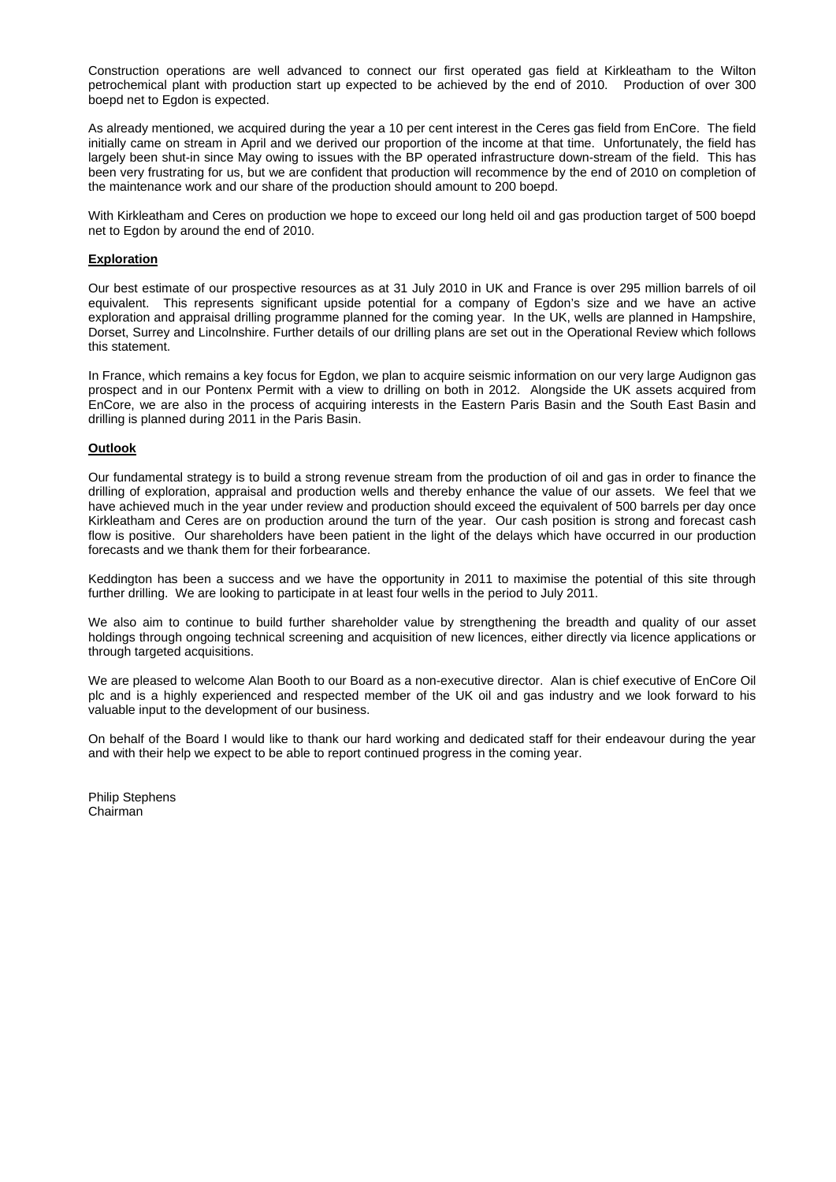Construction operations are well advanced to connect our first operated gas field at Kirkleatham to the Wilton petrochemical plant with production start up expected to be achieved by the end of 2010. Production of over 300 boepd net to Egdon is expected.

As already mentioned, we acquired during the year a 10 per cent interest in the Ceres gas field from EnCore. The field initially came on stream in April and we derived our proportion of the income at that time. Unfortunately, the field has largely been shut-in since May owing to issues with the BP operated infrastructure down-stream of the field. This has been very frustrating for us, but we are confident that production will recommence by the end of 2010 on completion of the maintenance work and our share of the production should amount to 200 boepd.

With Kirkleatham and Ceres on production we hope to exceed our long held oil and gas production target of 500 boepd net to Egdon by around the end of 2010.

## Exploration

Our best estimate of our prospective resources as at 31 July 2010 in UK and France is over 295 million barrels of oil equivalent. This represents significant upside potential for a company of Egdon's size and we have an active exploration and appraisal drilling programme planned for the coming year. In the UK, wells are planned in Hampshire, Dorset, Surrey and Lincolnshire. Further details of our drilling plans are set out in the Operational Review which follows this statement.

In France, which remains a key focus for Egdon, we plan to acquire seismic information on our very large Audignon gas prospect and in our Pontenx Permit with a view to drilling on both in 2012. Alongside the UK assets acquired from EnCore, we are also in the process of acquiring interests in the Eastern Paris Basin and the South East Basin and drilling is planned during 2011 in the Paris Basin.

## Outlook

Our fundamental strategy is to build a strong revenue stream from the production of oil and gas in order to finance the drilling of exploration, appraisal and production wells and thereby enhance the value of our assets. We feel that we have achieved much in the year under review and production should exceed the equivalent of 500 barrels per day once Kirkleatham and Ceres are on production around the turn of the year. Our cash position is strong and forecast cash flow is positive. Our shareholders have been patient in the light of the delays which have occurred in our production forecasts and we thank them for their forbearance.

Keddington has been a success and we have the opportunity in 2011 to maximise the potential of this site through further drilling. We are looking to participate in at least four wells in the period to July 2011.

We also aim to continue to build further shareholder value by strengthening the breadth and quality of our asset holdings through ongoing technical screening and acquisition of new licences, either directly via licence applications or through targeted acquisitions.

We are pleased to welcome Alan Booth to our Board as a non-executive director. Alan is chief executive of EnCore Oil plc and is a highly experienced and respected member of the UK oil and gas industry and we look forward to his valuable input to the development of our business.

On behalf of the Board I would like to thank our hard working and dedicated staff for their endeavour during the year and with their help we expect to be able to report continued progress in the coming year.

Philip Stephens
Chairman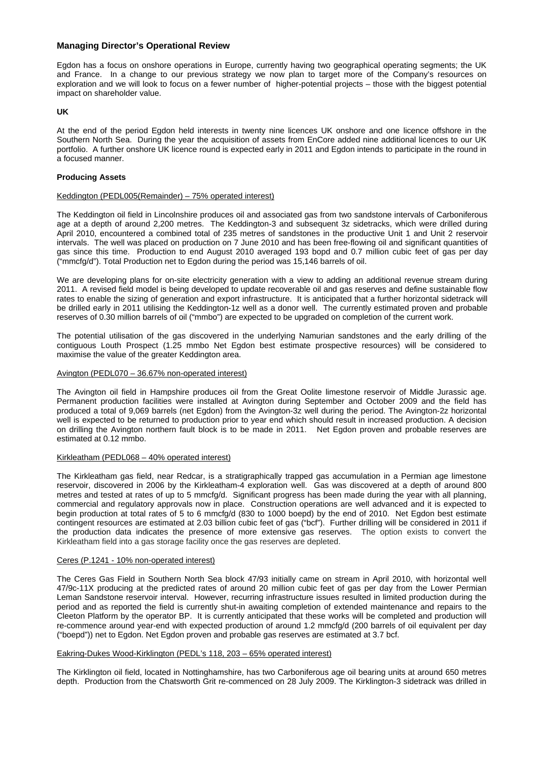## Managing Director's Operational Review

Egdon has a focus on onshore operations in Europe, currently having two geographical operating segments; the UK and France. In a change to our previous strategy we now plan to target more of the Company's resources on exploration and we will look to focus on a fewer number of higher-potential projects – those with the biggest potential impact on shareholder value.

### UK

At the end of the period Egdon held interests in twenty nine licences UK onshore and one licence offshore in the Southern North Sea. During the year the acquisition of assets from EnCore added nine additional licences to our UK portfolio. A further onshore UK licence round is expected early in 2011 and Egdon intends to participate in the round in a focused manner.

### Producing Assets

Keddington (PEDL005(Remainder) – 75% operated interest)

The Keddington oil field in Lincolnshire produces oil and associated gas from two sandstone intervals of Carboniferous age at a depth of around 2,200 metres. The Keddington-3 and subsequent 3z sidetracks, which were drilled during April 2010, encountered a combined total of 235 metres of sandstones in the productive Unit 1 and Unit 2 reservoir intervals. The well was placed on production on 7 June 2010 and has been free-flowing oil and significant quantities of gas since this time. Production to end August 2010 averaged 193 bopd and 0.7 million cubic feet of gas per day ("mmcfg/d"). Total Production net to Egdon during the period was 15,146 barrels of oil.

We are developing plans for on-site electricity generation with a view to adding an additional revenue stream during 2011. A revised field model is being developed to update recoverable oil and gas reserves and define sustainable flow rates to enable the sizing of generation and export infrastructure. It is anticipated that a further horizontal sidetrack will be drilled early in 2011 utilising the Keddington-1z well as a donor well. The currently estimated proven and probable reserves of 0.30 million barrels of oil ("mmbo") are expected to be upgraded on completion of the current work.

The potential utilisation of the gas discovered in the underlying Namurian sandstones and the early drilling of the contiguous Louth Prospect (1.25 mmbo Net Egdon best estimate prospective resources) will be considered to maximise the value of the greater Keddington area.

Avington (PEDL070 – 36.67% non-operated interest)

The Avington oil field in Hampshire produces oil from the Great Oolite limestone reservoir of Middle Jurassic age. Permanent production facilities were installed at Avington during September and October 2009 and the field has produced a total of 9,069 barrels (net Egdon) from the Avington-3z well during the period. The Avington-2z horizontal well is expected to be returned to production prior to year end which should result in increased production. A decision on drilling the Avington northern fault block is to be made in 2011. Net Egdon proven and probable reserves are estimated at 0.12 mmbo.

Kirkleatham (PEDL068 – 40% operated interest)

The Kirkleatham gas field, near Redcar, is a stratigraphically trapped gas accumulation in a Permian age limestone reservoir, discovered in 2006 by the Kirkleatham-4 exploration well. Gas was discovered at a depth of around 800 metres and tested at rates of up to 5 mmcfg/d. Significant progress has been made during the year with all planning, commercial and regulatory approvals now in place. Construction operations are well advanced and it is expected to begin production at total rates of 5 to 6 mmcfg/d (830 to 1000 boepd) by the end of 2010. Net Egdon best estimate contingent resources are estimated at 2.03 billion cubic feet of gas ("bcf"). Further drilling will be considered in 2011 if the production data indicates the presence of more extensive gas reserves. The option exists to convert the Kirkleatham field into a gas storage facility once the gas reserves are depleted.

Ceres (P.1241 - 10% non-operated interest)

The Ceres Gas Field in Southern North Sea block 47/93 initially came on stream in April 2010, with horizontal well 47/9c-11X producing at the predicted rates of around 20 million cubic feet of gas per day from the Lower Permian Leman Sandstone reservoir interval. However, recurring infrastructure issues resulted in limited production during the period and as reported the field is currently shut-in awaiting completion of extended maintenance and repairs to the Cleeton Platform by the operator BP. It is currently anticipated that these works will be completed and production will re-commence around year-end with expected production of around 1.2 mmcfg/d (200 barrels of oil equivalent per day ("boepd")) net to Egdon. Net Egdon proven and probable gas reserves are estimated at 3.7 bcf.

Eakring-Dukes Wood-Kirklington (PEDL's 118, 203 – 65% operated interest)

The Kirklington oil field, located in Nottinghamshire, has two Carboniferous age oil bearing units at around 650 metres depth. Production from the Chatsworth Grit re-commenced on 28 July 2009. The Kirklington-3 sidetrack was drilled in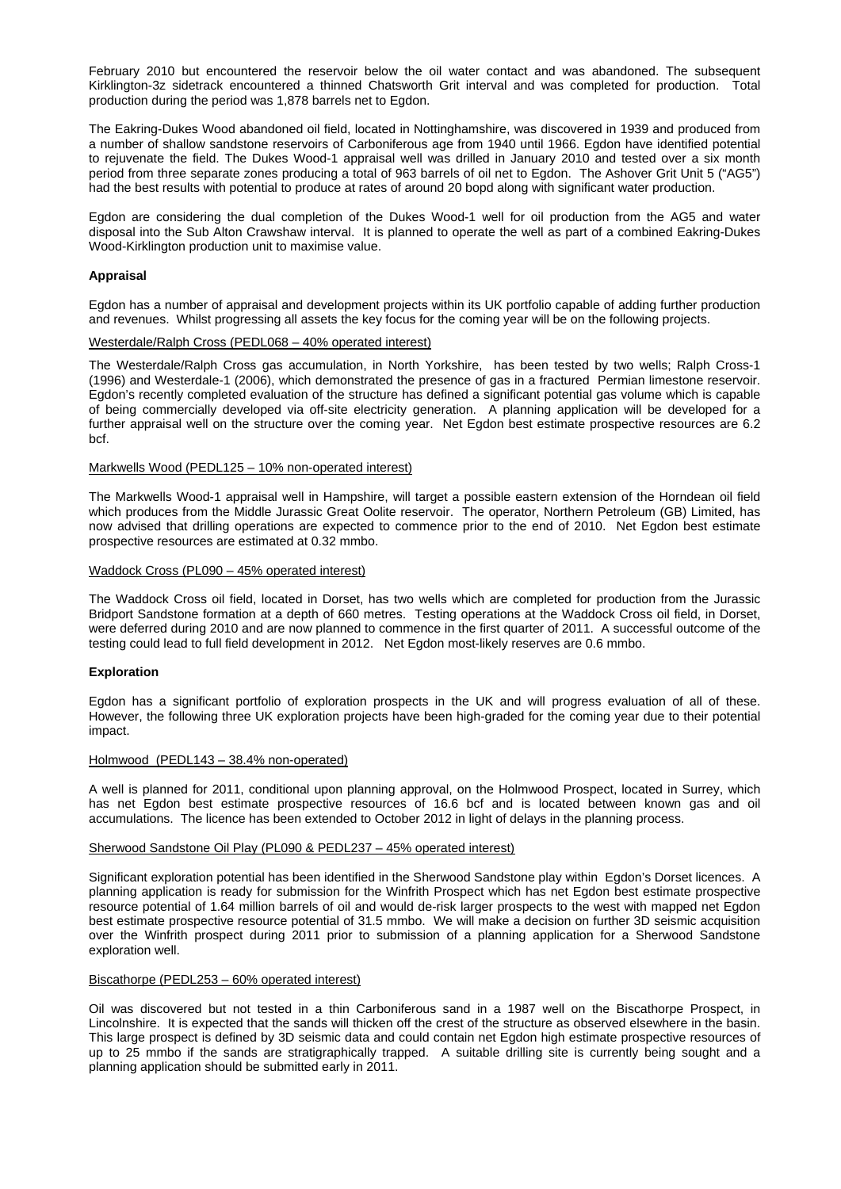February 2010 but encountered the reservoir below the oil water contact and was abandoned. The subsequent Kirklington-3z sidetrack encountered a thinned Chatsworth Grit interval and was completed for production. Total production during the period was 1,878 barrels net to Egdon.

The Eakring-Dukes Wood abandoned oil field, located in Nottinghamshire, was discovered in 1939 and produced from a number of shallow sandstone reservoirs of Carboniferous age from 1940 until 1966. Egdon have identified potential to rejuvenate the field. The Dukes Wood-1 appraisal well was drilled in January 2010 and tested over a six month period from three separate zones producing a total of 963 barrels of oil net to Egdon. The Ashover Grit Unit 5 ("AG5") had the best results with potential to produce at rates of around 20 bopd along with significant water production.

Egdon are considering the dual completion of the Dukes Wood-1 well for oil production from the AG5 and water disposal into the Sub Alton Crawshaw interval. It is planned to operate the well as part of a combined Eakring-Dukes Wood-Kirklington production unit to maximise value.

**Appraisal**

Egdon has a number of appraisal and development projects within its UK portfolio capable of adding further production and revenues. Whilst progressing all assets the key focus for the coming year will be on the following projects.

Westerdale/Ralph Cross (PEDL068 – 40% operated interest)

The Westerdale/Ralph Cross gas accumulation, in North Yorkshire, has been tested by two wells; Ralph Cross-1 (1996) and Westerdale-1 (2006), which demonstrated the presence of gas in a fractured Permian limestone reservoir. Egdon's recently completed evaluation of the structure has defined a significant potential gas volume which is capable of being commercially developed via off-site electricity generation. A planning application will be developed for a further appraisal well on the structure over the coming year. Net Egdon best estimate prospective resources are 6.2 bcf.

Markwells Wood (PEDL125 – 10% non-operated interest)

The Markwells Wood-1 appraisal well in Hampshire, will target a possible eastern extension of the Horndean oil field which produces from the Middle Jurassic Great Oolite reservoir. The operator, Northern Petroleum (GB) Limited, has now advised that drilling operations are expected to commence prior to the end of 2010. Net Egdon best estimate prospective resources are estimated at 0.32 mmbo.

Waddock Cross (PL090 – 45% operated interest)

The Waddock Cross oil field, located in Dorset, has two wells which are completed for production from the Jurassic Bridport Sandstone formation at a depth of 660 metres. Testing operations at the Waddock Cross oil field, in Dorset, were deferred during 2010 and are now planned to commence in the first quarter of 2011. A successful outcome of the testing could lead to full field development in 2012. Net Egdon most-likely reserves are 0.6 mmbo.

**Exploration**

Egdon has a significant portfolio of exploration prospects in the UK and will progress evaluation of all of these. However, the following three UK exploration projects have been high-graded for the coming year due to their potential impact.

Holmwood (PEDL143 – 38.4% non-operated)

A well is planned for 2011, conditional upon planning approval, on the Holmwood Prospect, located in Surrey, which has net Egdon best estimate prospective resources of 16.6 bcf and is located between known gas and oil accumulations. The licence has been extended to October 2012 in light of delays in the planning process.

Sherwood Sandstone Oil Play (PL090 & PEDL237 – 45% operated interest)

Significant exploration potential has been identified in the Sherwood Sandstone play within Egdon's Dorset licences. A planning application is ready for submission for the Winfrith Prospect which has net Egdon best estimate prospective resource potential of 1.64 million barrels of oil and would de-risk larger prospects to the west with mapped net Egdon best estimate prospective resource potential of 31.5 mmbo. We will make a decision on further 3D seismic acquisition over the Winfrith prospect during 2011 prior to submission of a planning application for a Sherwood Sandstone exploration well.

Biscathorpe (PEDL253 – 60% operated interest)

Oil was discovered but not tested in a thin Carboniferous sand in a 1987 well on the Biscathorpe Prospect, in Lincolnshire. It is expected that the sands will thicken off the crest of the structure as observed elsewhere in the basin. This large prospect is defined by 3D seismic data and could contain net Egdon high estimate prospective resources of up to 25 mmbo if the sands are stratigraphically trapped. A suitable drilling site is currently being sought and a planning application should be submitted early in 2011.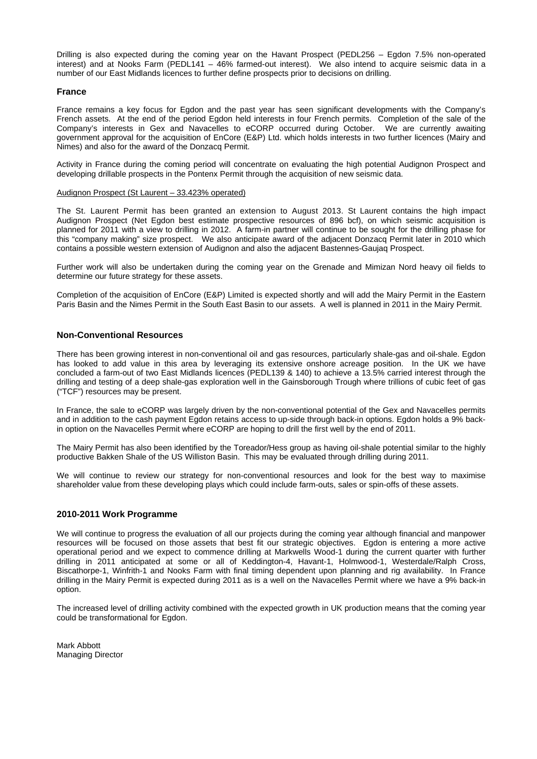Drilling is also expected during the coming year on the Havant Prospect (PEDL256 – Egdon 7.5% non-operated interest) and at Nooks Farm (PEDL141 – 46% farmed-out interest). We also intend to acquire seismic data in a number of our East Midlands licences to further define prospects prior to decisions on drilling.

## France

France remains a key focus for Egdon and the past year has seen significant developments with the Company's French assets. At the end of the period Egdon held interests in four French permits. Completion of the sale of the Company's interests in Gex and Navacelles to eCORP occurred during October. We are currently awaiting government approval for the acquisition of EnCore (E&P) Ltd. which holds interests in two further licences (Mairy and Nimes) and also for the award of the Donzacq Permit.

Activity in France during the coming period will concentrate on evaluating the high potential Audignon Prospect and developing drillable prospects in the Pontenx Permit through the acquisition of new seismic data.

Audignon Prospect (St Laurent – 33.423% operated)

The St. Laurent Permit has been granted an extension to August 2013. St Laurent contains the high impact Audignon Prospect (Net Egdon best estimate prospective resources of 896 bcf), on which seismic acquisition is planned for 2011 with a view to drilling in 2012. A farm-in partner will continue to be sought for the drilling phase for this "company making" size prospect. We also anticipate award of the adjacent Donzacq Permit later in 2010 which contains a possible western extension of Audignon and also the adjacent Bastennes-Gaujaq Prospect.

Further work will also be undertaken during the coming year on the Grenade and Mimizan Nord heavy oil fields to determine our future strategy for these assets.

Completion of the acquisition of EnCore (E&P) Limited is expected shortly and will add the Mairy Permit in the Eastern Paris Basin and the Nimes Permit in the South East Basin to our assets. A well is planned in 2011 in the Mairy Permit.

## Non-Conventional Resources

There has been growing interest in non-conventional oil and gas resources, particularly shale-gas and oil-shale. Egdon has looked to add value in this area by leveraging its extensive onshore acreage position. In the UK we have concluded a farm-out of two East Midlands licences (PEDL139 & 140) to achieve a 13.5% carried interest through the drilling and testing of a deep shale-gas exploration well in the Gainsborough Trough where trillions of cubic feet of gas ("TCF") resources may be present.

In France, the sale to eCORP was largely driven by the non-conventional potential of the Gex and Navacelles permits and in addition to the cash payment Egdon retains access to up-side through back-in options. Egdon holds a 9% back-in option on the Navacelles Permit where eCORP are hoping to drill the first well by the end of 2011.

The Mairy Permit has also been identified by the Toreador/Hess group as having oil-shale potential similar to the highly productive Bakken Shale of the US Williston Basin. This may be evaluated through drilling during 2011.

We will continue to review our strategy for non-conventional resources and look for the best way to maximise shareholder value from these developing plays which could include farm-outs, sales or spin-offs of these assets.

## 2010-2011 Work Programme

We will continue to progress the evaluation of all our projects during the coming year although financial and manpower resources will be focused on those assets that best fit our strategic objectives. Egdon is entering a more active operational period and we expect to commence drilling at Markwells Wood-1 during the current quarter with further drilling in 2011 anticipated at some or all of Keddington-4, Havant-1, Holmwood-1, Westerdale/Ralph Cross, Biscathorpe-1, Winfrith-1 and Nooks Farm with final timing dependent upon planning and rig availability. In France drilling in the Mairy Permit is expected during 2011 as is a well on the Navacelles Permit where we have a 9% back-in option.

The increased level of drilling activity combined with the expected growth in UK production means that the coming year could be transformational for Egdon.

Mark Abbott
Managing Director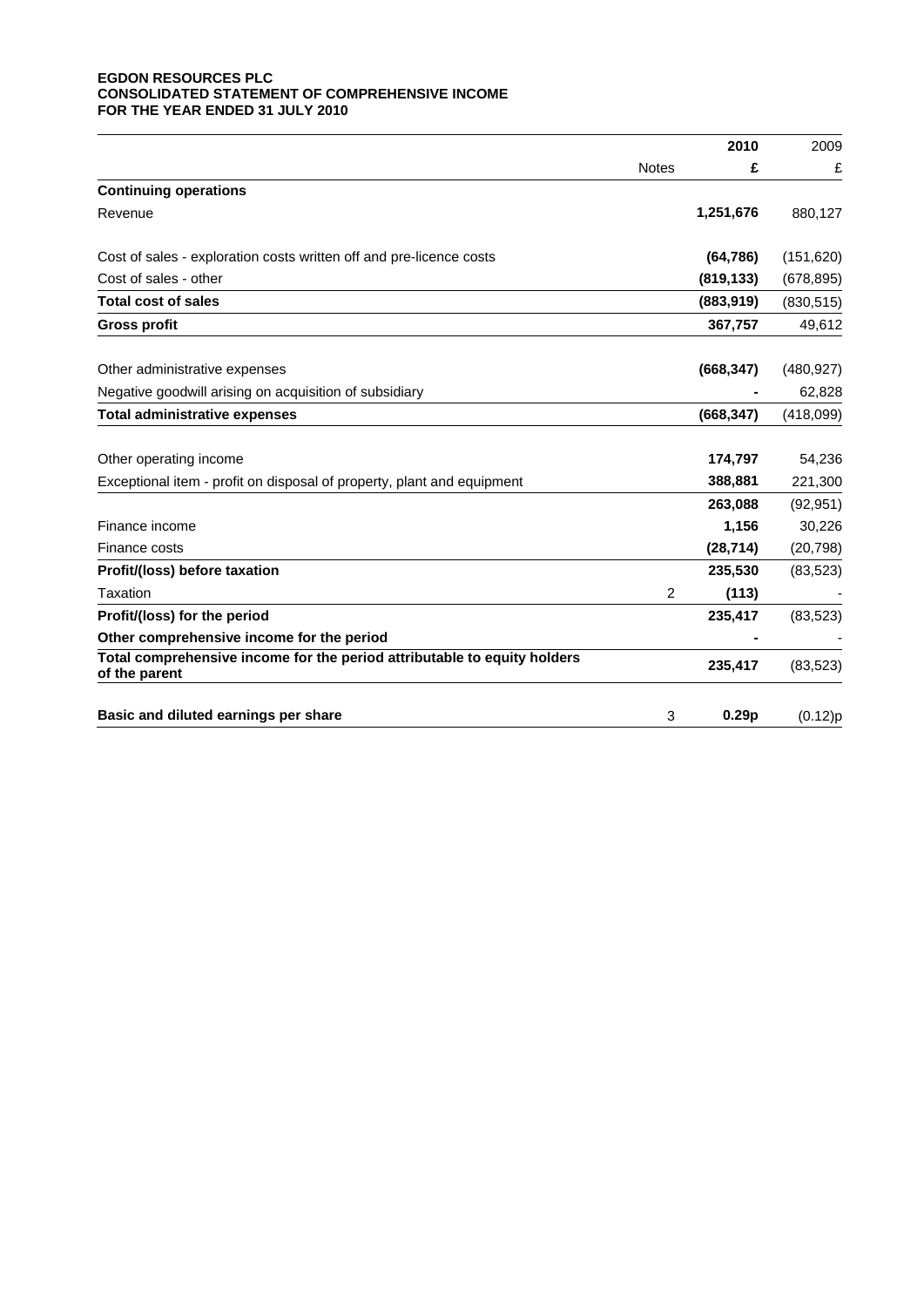**EGDON RESOURCES PLC**
**CONSOLIDATED STATEMENT OF COMPREHENSIVE INCOME**
**FOR THE YEAR ENDED 31 JULY 2010**

| | Notes | 2010 £ | 2009 £ |
|---|---|---|---|
| **Continuing operations** | | | |
| Revenue | | **1,251,676** | 880,127 |
| Cost of sales - exploration costs written off and pre-licence costs | | **(64,786)** | (151,620) |
| Cost of sales - other | | **(819,133)** | (678,895) |
| **Total cost of sales** | | **(883,919)** | (830,515) |
| **Gross profit** | | **367,757** | 49,612 |
| Other administrative expenses | | **(668,347)** | (480,927) |
| Negative goodwill arising on acquisition of subsidiary | | **-** | 62,828 |
| **Total administrative expenses** | | **(668,347)** | (418,099) |
| Other operating income | | **174,797** | 54,236 |
| Exceptional item - profit on disposal of property, plant and equipment | | **388,881** | 221,300 |
| | | **263,088** | (92,951) |
| Finance income | | **1,156** | 30,226 |
| Finance costs | | **(28,714)** | (20,798) |
| **Profit/(loss) before taxation** | | **235,530** | (83,523) |
| Taxation | 2 | **(113)** | - |
| **Profit/(loss) for the period** | | **235,417** | (83,523) |
| **Other comprehensive income for the period** | | **-** | - |
| **Total comprehensive income for the period attributable to equity holders of the parent** | | **235,417** | (83,523) |
| **Basic and diluted earnings per share** | 3 | **0.29p** | (0.12)p |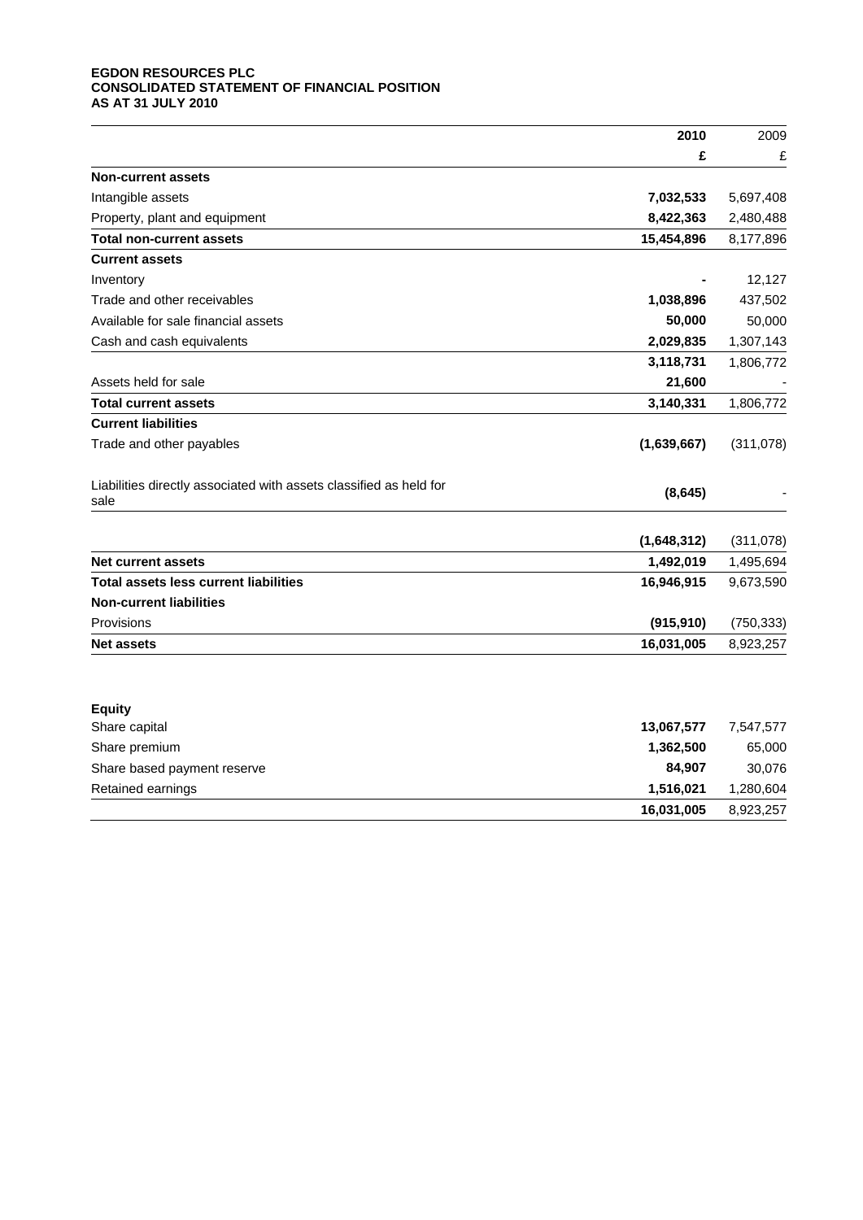**EGDON RESOURCES PLC**
**CONSOLIDATED STATEMENT OF FINANCIAL POSITION**
**AS AT 31 JULY 2010**

| | 2010 | 2009 |
|---|---|---|
| | £ | £ |
| **Non-current assets** | | |
| Intangible assets | **7,032,533** | 5,697,408 |
| Property, plant and equipment | **8,422,363** | 2,480,488 |
| **Total non-current assets** | **15,454,896** | 8,177,896 |
| **Current assets** | | |
| Inventory | **-** | 12,127 |
| Trade and other receivables | **1,038,896** | 437,502 |
| Available for sale financial assets | **50,000** | 50,000 |
| Cash and cash equivalents | **2,029,835** | 1,307,143 |
| | **3,118,731** | 1,806,772 |
| Assets held for sale | **21,600** | - |
| **Total current assets** | **3,140,331** | 1,806,772 |
| **Current liabilities** | | |
| Trade and other payables | **(1,639,667)** | (311,078) |
| Liabilities directly associated with assets classified as held for sale | **(8,645)** | - |
| | **(1,648,312)** | (311,078) |
| **Net current assets** | **1,492,019** | 1,495,694 |
| **Total assets less current liabilities** | **16,946,915** | 9,673,590 |
| **Non-current liabilities** | | |
| Provisions | **(915,910)** | (750,333) |
| **Net assets** | **16,031,005** | 8,923,257 |
| | | |
| **Equity** | | |
| Share capital | **13,067,577** | 7,547,577 |
| Share premium | **1,362,500** | 65,000 |
| Share based payment reserve | **84,907** | 30,076 |
| Retained earnings | **1,516,021** | 1,280,604 |
| | **16,031,005** | 8,923,257 |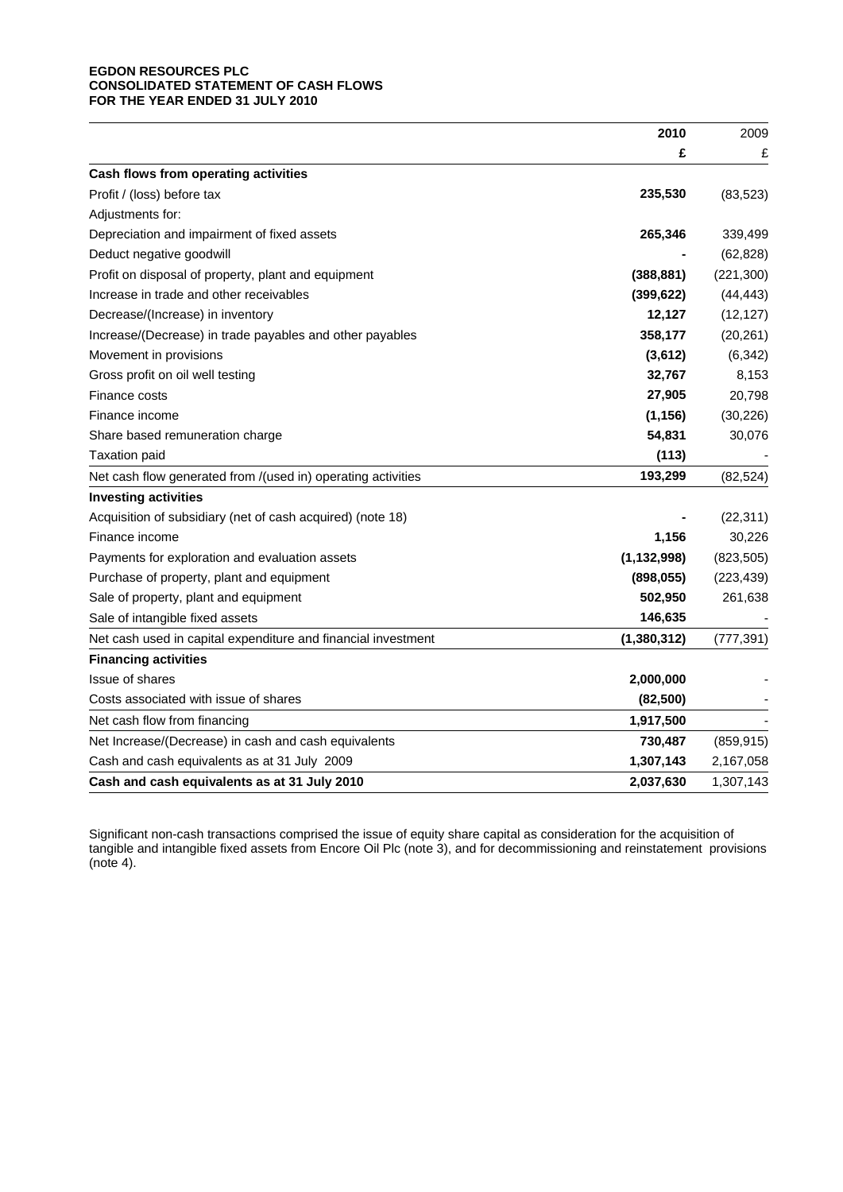**EGDON RESOURCES PLC**
**CONSOLIDATED STATEMENT OF CASH FLOWS**
**FOR THE YEAR ENDED 31 JULY 2010**

| | **2010** | 2009 |
|---|---|---|
| | **£** | £ |
| **Cash flows from operating activities** | | |
| Profit / (loss) before tax | **235,530** | (83,523) |
| Adjustments for: | | |
| Depreciation and impairment of fixed assets | **265,346** | 339,499 |
| Deduct negative goodwill | **-** | (62,828) |
| Profit on disposal of property, plant and equipment | **(388,881)** | (221,300) |
| Increase in trade and other receivables | **(399,622)** | (44,443) |
| Decrease/(Increase) in inventory | **12,127** | (12,127) |
| Increase/(Decrease) in trade payables and other payables | **358,177** | (20,261) |
| Movement in provisions | **(3,612)** | (6,342) |
| Gross profit on oil well testing | **32,767** | 8,153 |
| Finance costs | **27,905** | 20,798 |
| Finance income | **(1,156)** | (30,226) |
| Share based remuneration charge | **54,831** | 30,076 |
| Taxation paid | **(113)** | - |
| Net cash flow generated from /(used in) operating activities | **193,299** | (82,524) |
| **Investing activities** | | |
| Acquisition of subsidiary (net of cash acquired) (note 18) | **-** | (22,311) |
| Finance income | **1,156** | 30,226 |
| Payments for exploration and evaluation assets | **(1,132,998)** | (823,505) |
| Purchase of property, plant and equipment | **(898,055)** | (223,439) |
| Sale of property, plant and equipment | **502,950** | 261,638 |
| Sale of intangible fixed assets | **146,635** | - |
| Net cash used in capital expenditure and financial investment | **(1,380,312)** | (777,391) |
| **Financing activities** | | |
| Issue of shares | **2,000,000** | - |
| Costs associated with issue of shares | **(82,500)** | - |
| Net cash flow from financing | **1,917,500** | - |
| Net Increase/(Decrease) in cash and cash equivalents | **730,487** | (859,915) |
| Cash and cash equivalents as at 31 July 2009 | **1,307,143** | 2,167,058 |
| **Cash and cash equivalents as at 31 July 2010** | **2,037,630** | 1,307,143 |

Significant non-cash transactions comprised the issue of equity share capital as consideration for the acquisition of tangible and intangible fixed assets from Encore Oil Plc (note 3), and for decommissioning and reinstatement provisions (note 4).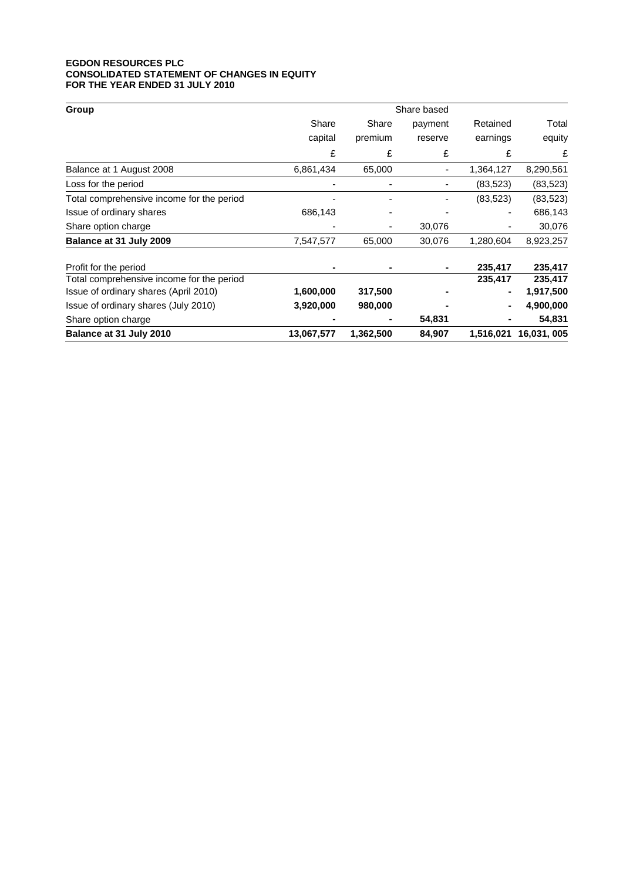**EGDON RESOURCES PLC**
**CONSOLIDATED STATEMENT OF CHANGES IN EQUITY**
**FOR THE YEAR ENDED 31 JULY 2010**

| Group | Share capital | Share premium | Share based payment reserve | Retained earnings | Total equity |
|---|---|---|---|---|---|
| | £ | £ | £ | £ | £ |
| Balance at 1 August 2008 | 6,861,434 | 65,000 | - | 1,364,127 | 8,290,561 |
| Loss for the period | - | - | - | (83,523) | (83,523) |
| Total comprehensive income for the period | - | - | - | (83,523) | (83,523) |
| Issue of ordinary shares | 686,143 | - | - | - | 686,143 |
| Share option charge | - | - | 30,076 | - | 30,076 |
| **Balance at 31 July 2009** | 7,547,577 | 65,000 | 30,076 | 1,280,604 | 8,923,257 |
| Profit for the period | **-** | **-** | **-** | **235,417** | **235,417** |
| Total comprehensive income for the period | | | | **235,417** | **235,417** |
| Issue of ordinary shares (April 2010) | **1,600,000** | **317,500** | **-** | **-** | **1,917,500** |
| Issue of ordinary shares (July 2010) | **3,920,000** | **980,000** | **-** | **-** | **4,900,000** |
| Share option charge | **-** | **-** | **54,831** | **-** | **54,831** |
| **Balance at 31 July 2010** | **13,067,577** | **1,362,500** | **84,907** | **1,516,021** | **16,031, 005** |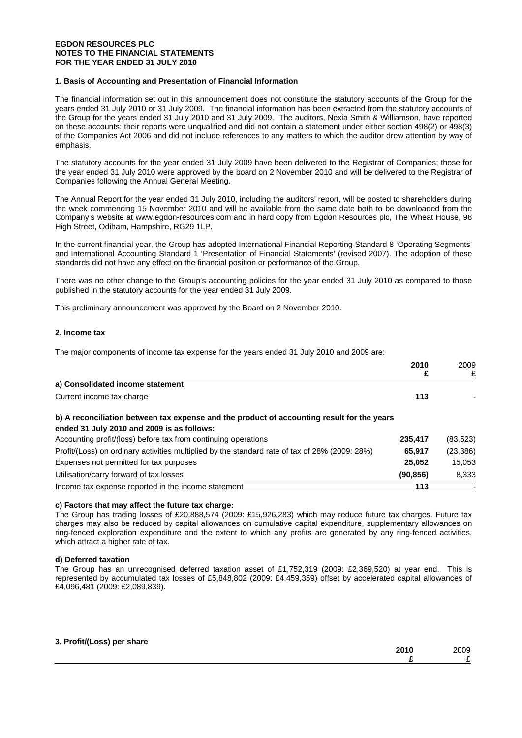**EGDON RESOURCES PLC**
**NOTES TO THE FINANCIAL STATEMENTS**
**FOR THE YEAR ENDED 31 JULY 2010**

### 1. Basis of Accounting and Presentation of Financial Information

The financial information set out in this announcement does not constitute the statutory accounts of the Group for the years ended 31 July 2010 or 31 July 2009. The financial information has been extracted from the statutory accounts of the Group for the years ended 31 July 2010 and 31 July 2009. The auditors, Nexia Smith & Williamson, have reported on these accounts; their reports were unqualified and did not contain a statement under either section 498(2) or 498(3) of the Companies Act 2006 and did not include references to any matters to which the auditor drew attention by way of emphasis.

The statutory accounts for the year ended 31 July 2009 have been delivered to the Registrar of Companies; those for the year ended 31 July 2010 were approved by the board on 2 November 2010 and will be delivered to the Registrar of Companies following the Annual General Meeting.

The Annual Report for the year ended 31 July 2010, including the auditors' report, will be posted to shareholders during the week commencing 15 November 2010 and will be available from the same date both to be downloaded from the Company's website at www.egdon-resources.com and in hard copy from Egdon Resources plc, The Wheat House, 98 High Street, Odiham, Hampshire, RG29 1LP.

In the current financial year, the Group has adopted International Financial Reporting Standard 8 'Operating Segments' and International Accounting Standard 1 'Presentation of Financial Statements' (revised 2007). The adoption of these standards did not have any effect on the financial position or performance of the Group.

There was no other change to the Group's accounting policies for the year ended 31 July 2010 as compared to those published in the statutory accounts for the year ended 31 July 2009.

This preliminary announcement was approved by the Board on 2 November 2010.

### 2. Income tax

The major components of income tax expense for the years ended 31 July 2010 and 2009 are:

| | **2010** **£** | 2009 £ |
|---|---|---|
| **a) Consolidated income statement** | | |
| Current income tax charge | **113** | - |
| **b) A reconciliation between tax expense and the product of accounting result for the years ended 31 July 2010 and 2009 is as follows:** | | |
| Accounting profit/(loss) before tax from continuing operations | **235,417** | (83,523) |
| Profit/(Loss) on ordinary activities multiplied by the standard rate of tax of 28% (2009: 28%) | **65,917** | (23,386) |
| Expenses not permitted for tax purposes | **25,052** | 15,053 |
| Utilisation/carry forward of tax losses | **(90,856)** | 8,333 |
| Income tax expense reported in the income statement | **113** | - |

**c) Factors that may affect the future tax charge:**

The Group has trading losses of £20,888,574 (2009: £15,926,283) which may reduce future tax charges. Future tax charges may also be reduced by capital allowances on cumulative capital expenditure, supplementary allowances on ring-fenced exploration expenditure and the extent to which any profits are generated by any ring-fenced activities, which attract a higher rate of tax.

**d) Deferred taxation**

The Group has an unrecognised deferred taxation asset of £1,752,319 (2009: £2,369,520) at year end. This is represented by accumulated tax losses of £5,848,802 (2009: £4,459,359) offset by accelerated capital allowances of £4,096,481 (2009: £2,089,839).

### 3. Profit/(Loss) per share

| | **2010** **£** | 2009 £ |
|---|---|---|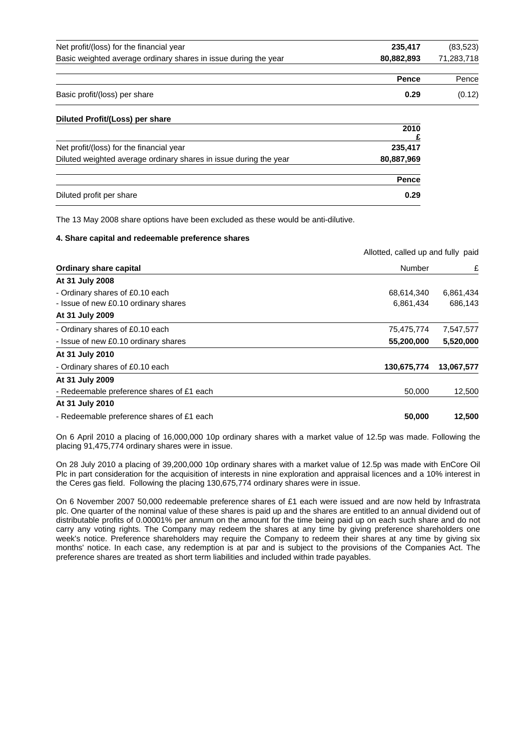| | | |
|---|---|---|
| Net profit/(loss) for the financial year | **235,417** | (83,523) |
| Basic weighted average ordinary shares in issue during the year | **80,882,893** | 71,283,718 |

| | | |
|---|---|---|
| | **Pence** | Pence |
| Basic profit/(loss) per share | **0.29** | (0.12) |

**Diluted Profit/(Loss) per share**

| | 2010 £ |
|---|---|
| Net profit/(loss) for the financial year | **235,417** |
| Diluted weighted average ordinary shares in issue during the year | **80,887,969** |

| | |
|---|---|
| | **Pence** |
| Diluted profit per share | **0.29** |

The 13 May 2008 share options have been excluded as these would be anti-dilutive.

**4. Share capital and redeemable preference shares**

| | Allotted, called up and fully paid | |
|---|---|---|
| **Ordinary share capital** | Number | £ |
| **At 31 July 2008** | | |
| - Ordinary shares of £0.10 each | 68,614,340 | 6,861,434 |
| - Issue of new £0.10 ordinary shares | 6,861,434 | 686,143 |
| **At 31 July 2009** | | |
| - Ordinary shares of £0.10 each | 75,475,774 | 7,547,577 |
| - Issue of new £0.10 ordinary shares | **55,200,000** | **5,520,000** |
| **At 31 July 2010** | | |
| - Ordinary shares of £0.10 each | **130,675,774** | **13,067,577** |
| **At 31 July 2009** | | |
| - Redeemable preference shares of £1 each | 50,000 | 12,500 |
| **At 31 July 2010** | | |
| - Redeemable preference shares of £1 each | **50,000** | **12,500** |

On 6 April 2010 a placing of 16,000,000 10p ordinary shares with a market value of 12.5p was made. Following the placing 91,475,774 ordinary shares were in issue.

On 28 July 2010 a placing of 39,200,000 10p ordinary shares with a market value of 12.5p was made with EnCore Oil Plc in part consideration for the acquisition of interests in nine exploration and appraisal licences and a 10% interest in the Ceres gas field. Following the placing 130,675,774 ordinary shares were in issue.

On 6 November 2007 50,000 redeemable preference shares of £1 each were issued and are now held by Infrastrata plc. One quarter of the nominal value of these shares is paid up and the shares are entitled to an annual dividend out of distributable profits of 0.00001% per annum on the amount for the time being paid up on each such share and do not carry any voting rights. The Company may redeem the shares at any time by giving preference shareholders one week's notice. Preference shareholders may require the Company to redeem their shares at any time by giving six months' notice. In each case, any redemption is at par and is subject to the provisions of the Companies Act. The preference shares are treated as short term liabilities and included within trade payables.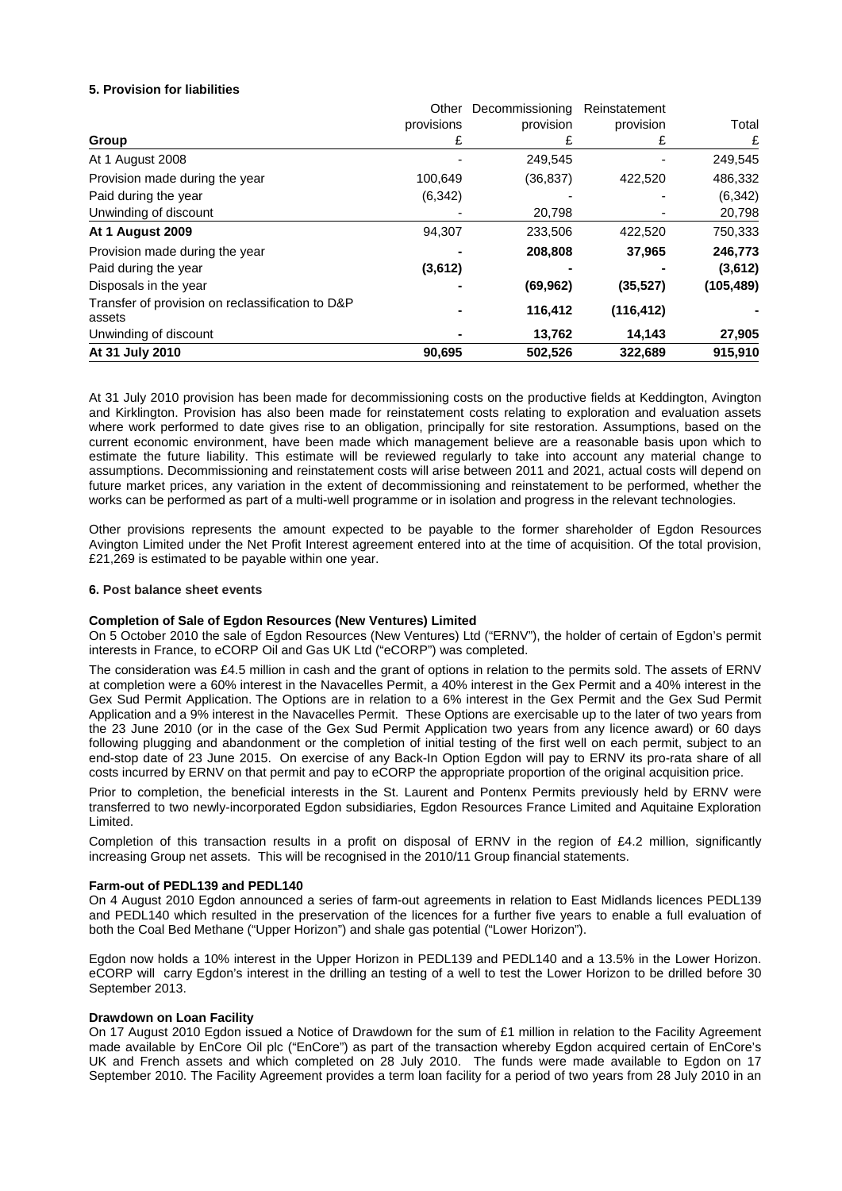**5. Provision for liabilities**

| Group | Other provisions £ | Decommissioning provision £ | Reinstatement provision £ | Total £ |
|---|---|---|---|---|
| At 1 August 2008 | - | 249,545 | - | 249,545 |
| Provision made during the year | 100,649 | (36,837) | 422,520 | 486,332 |
| Paid during the year | (6,342) | - | - | (6,342) |
| Unwinding of discount | - | 20,798 | - | 20,798 |
| **At 1 August 2009** | 94,307 | 233,506 | 422,520 | 750,333 |
| Provision made during the year | **-** | **208,808** | **37,965** | **246,773** |
| Paid during the year | **(3,612)** | **-** | **-** | **(3,612)** |
| Disposals in the year | **-** | **(69,962)** | **(35,527)** | **(105,489)** |
| Transfer of provision on reclassification to D&P assets | **-** | **116,412** | **(116,412)** | **-** |
| Unwinding of discount | **-** | **13,762** | **14,143** | **27,905** |
| **At 31 July 2010** | **90,695** | **502,526** | **322,689** | **915,910** |

At 31 July 2010 provision has been made for decommissioning costs on the productive fields at Keddington, Avington and Kirklington. Provision has also been made for reinstatement costs relating to exploration and evaluation assets where work performed to date gives rise to an obligation, principally for site restoration. Assumptions, based on the current economic environment, have been made which management believe are a reasonable basis upon which to estimate the future liability. This estimate will be reviewed regularly to take into account any material change to assumptions. Decommissioning and reinstatement costs will arise between 2011 and 2021, actual costs will depend on future market prices, any variation in the extent of decommissioning and reinstatement to be performed, whether the works can be performed as part of a multi-well programme or in isolation and progress in the relevant technologies.

Other provisions represents the amount expected to be payable to the former shareholder of Egdon Resources Avington Limited under the Net Profit Interest agreement entered into at the time of acquisition. Of the total provision, £21,269 is estimated to be payable within one year.

**6. Post balance sheet events**

**Completion of Sale of Egdon Resources (New Ventures) Limited**

On 5 October 2010 the sale of Egdon Resources (New Ventures) Ltd ("ERNV"), the holder of certain of Egdon's permit interests in France, to eCORP Oil and Gas UK Ltd ("eCORP") was completed.

The consideration was £4.5 million in cash and the grant of options in relation to the permits sold. The assets of ERNV at completion were a 60% interest in the Navacelles Permit, a 40% interest in the Gex Permit and a 40% interest in the Gex Sud Permit Application. The Options are in relation to a 6% interest in the Gex Permit and the Gex Sud Permit Application and a 9% interest in the Navacelles Permit. These Options are exercisable up to the later of two years from the 23 June 2010 (or in the case of the Gex Sud Permit Application two years from any licence award) or 60 days following plugging and abandonment or the completion of initial testing of the first well on each permit, subject to an end-stop date of 23 June 2015. On exercise of any Back-In Option Egdon will pay to ERNV its pro-rata share of all costs incurred by ERNV on that permit and pay to eCORP the appropriate proportion of the original acquisition price.

Prior to completion, the beneficial interests in the St. Laurent and Pontenx Permits previously held by ERNV were transferred to two newly-incorporated Egdon subsidiaries, Egdon Resources France Limited and Aquitaine Exploration Limited.

Completion of this transaction results in a profit on disposal of ERNV in the region of £4.2 million, significantly increasing Group net assets. This will be recognised in the 2010/11 Group financial statements.

**Farm-out of PEDL139 and PEDL140**

On 4 August 2010 Egdon announced a series of farm-out agreements in relation to East Midlands licences PEDL139 and PEDL140 which resulted in the preservation of the licences for a further five years to enable a full evaluation of both the Coal Bed Methane ("Upper Horizon") and shale gas potential ("Lower Horizon").

Egdon now holds a 10% interest in the Upper Horizon in PEDL139 and PEDL140 and a 13.5% in the Lower Horizon. eCORP will carry Egdon's interest in the drilling an testing of a well to test the Lower Horizon to be drilled before 30 September 2013.

**Drawdown on Loan Facility**

On 17 August 2010 Egdon issued a Notice of Drawdown for the sum of £1 million in relation to the Facility Agreement made available by EnCore Oil plc ("EnCore") as part of the transaction whereby Egdon acquired certain of EnCore's UK and French assets and which completed on 28 July 2010. The funds were made available to Egdon on 17 September 2010. The Facility Agreement provides a term loan facility for a period of two years from 28 July 2010 in an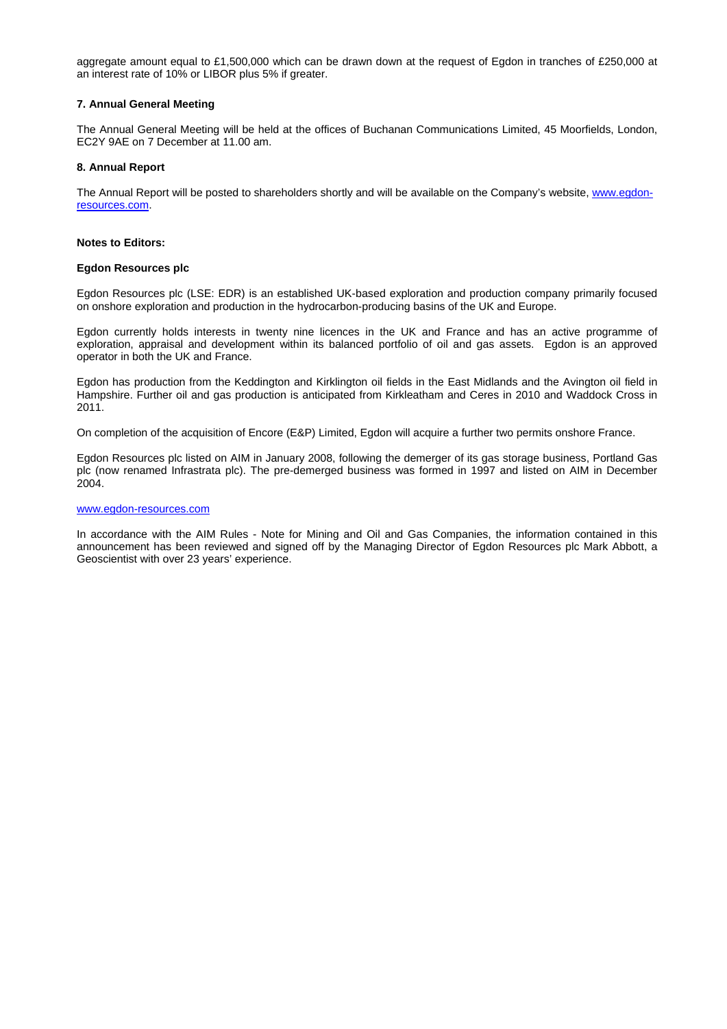aggregate amount equal to £1,500,000 which can be drawn down at the request of Egdon in tranches of £250,000 at an interest rate of 10% or LIBOR plus 5% if greater.

**7. Annual General Meeting**

The Annual General Meeting will be held at the offices of Buchanan Communications Limited, 45 Moorfields, London, EC2Y 9AE on 7 December at 11.00 am.

**8. Annual Report**

The Annual Report will be posted to shareholders shortly and will be available on the Company's website, www.egdon-resources.com.

**Notes to Editors:**

**Egdon Resources plc**

Egdon Resources plc (LSE: EDR) is an established UK-based exploration and production company primarily focused on onshore exploration and production in the hydrocarbon-producing basins of the UK and Europe.

Egdon currently holds interests in twenty nine licences in the UK and France and has an active programme of exploration, appraisal and development within its balanced portfolio of oil and gas assets. Egdon is an approved operator in both the UK and France.

Egdon has production from the Keddington and Kirklington oil fields in the East Midlands and the Avington oil field in Hampshire. Further oil and gas production is anticipated from Kirkleatham and Ceres in 2010 and Waddock Cross in 2011.

On completion of the acquisition of Encore (E&P) Limited, Egdon will acquire a further two permits onshore France.

Egdon Resources plc listed on AIM in January 2008, following the demerger of its gas storage business, Portland Gas plc (now renamed Infrastrata plc). The pre-demerged business was formed in 1997 and listed on AIM in December 2004.

www.egdon-resources.com

In accordance with the AIM Rules - Note for Mining and Oil and Gas Companies, the information contained in this announcement has been reviewed and signed off by the Managing Director of Egdon Resources plc Mark Abbott, a Geoscientist with over 23 years' experience.